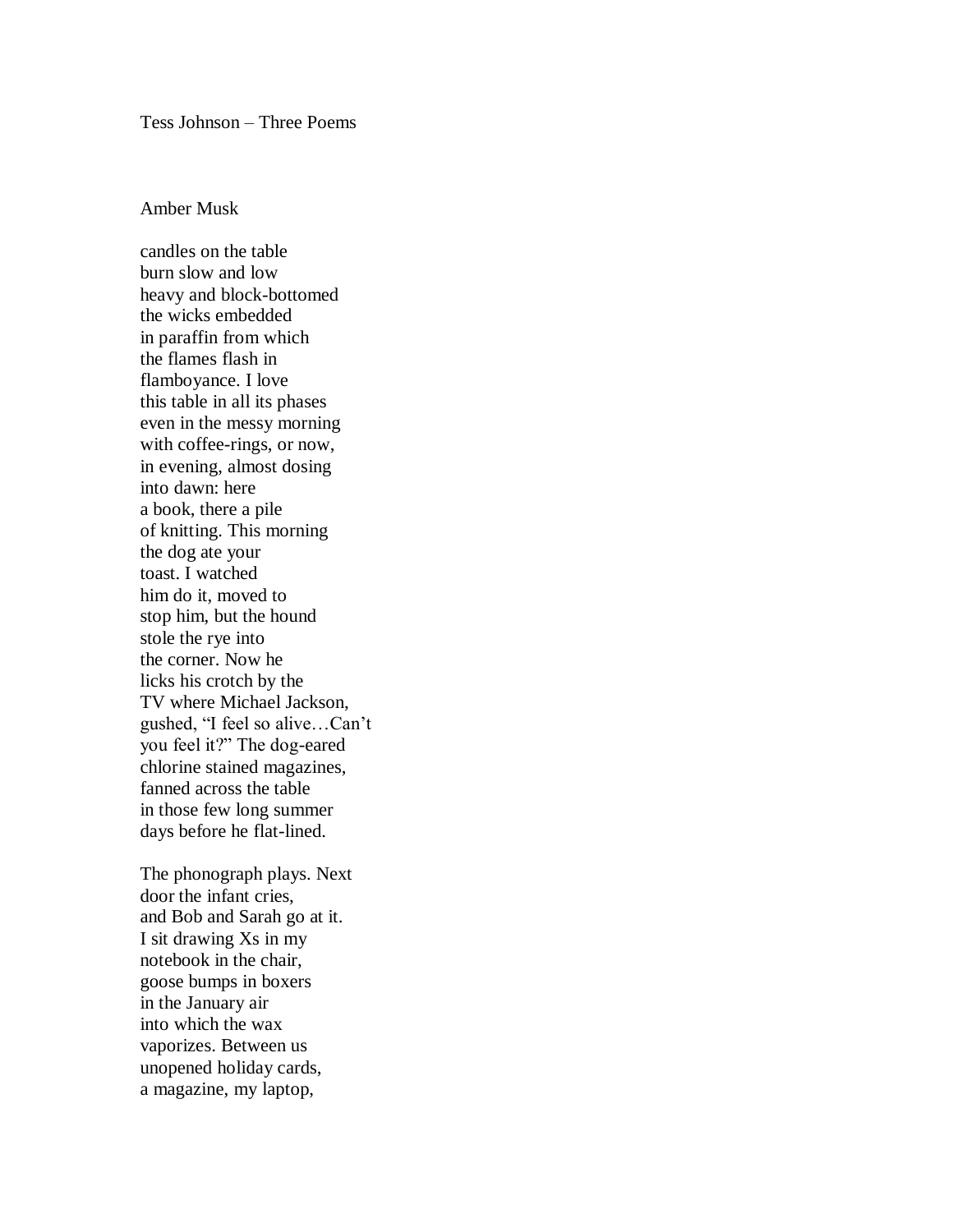Tess Johnson – Three Poems

## Amber Musk

candles on the table  
burn slow and low  
heavy and block-bottomed  
the wicks embedded  
in paraffin from which  
the flames flash in  
flamboyance. I love  
this table in all its phases  
even in the messy morning  
with coffee-rings, or now,  
in evening, almost dosing  
into dawn: here  
a book, there a pile  
of knitting. This morning  
the dog ate your  
toast. I watched  
him do it, moved to  
stop him, but the hound  
stole the rye into  
the corner. Now he  
licks his crotch by the  
TV where Michael Jackson,  
gushed, “I feel so alive…Can’t  
you feel it?” The dog-eared  
chlorine stained magazines,  
fanned across the table  
in those few long summer  
days before he flat-lined.

The phonograph plays. Next  
door the infant cries,  
and Bob and Sarah go at it.  
I sit drawing Xs in my  
notebook in the chair,  
goose bumps in boxers  
in the January air  
into which the wax  
vaporizes. Between us  
unopened holiday cards,  
a magazine, my laptop,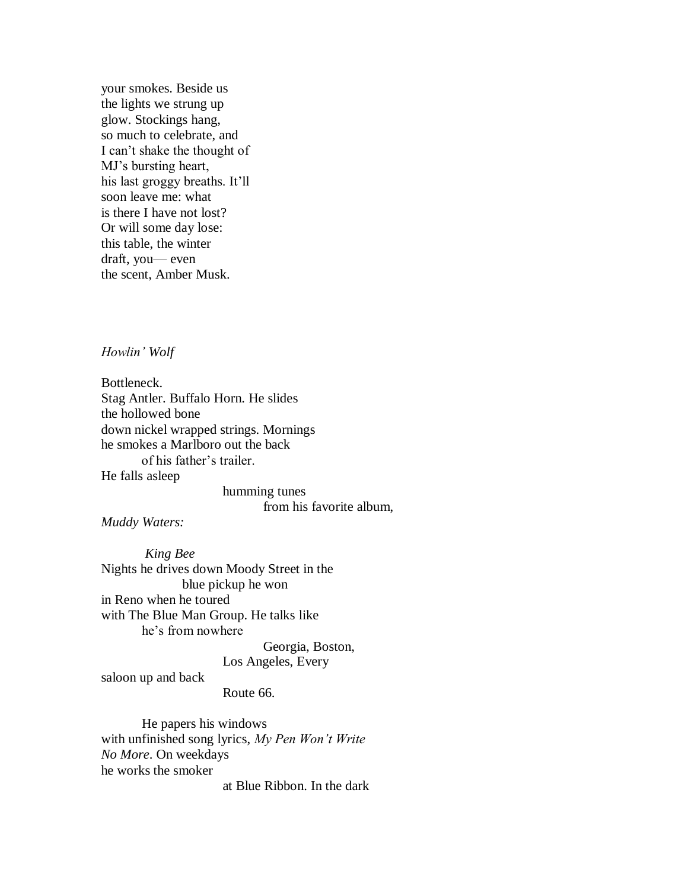your smokes. Beside us  
the lights we strung up  
glow. Stockings hang,  
so much to celebrate, and  
I can't shake the thought of  
MJ's bursting heart,  
his last groggy breaths. It'll  
soon leave me: what  
is there I have not lost?  
Or will some day lose:  
this table, the winter  
draft, you— even  
the scent, Amber Musk.

*Howlin' Wolf*

Bottleneck.  
Stag Antler. Buffalo Horn. He slides  
the hollowed bone  
down nickel wrapped strings. Mornings  
he smokes a Marlboro out the back  
&nbsp;&nbsp;&nbsp;&nbsp;&nbsp;&nbsp;&nbsp;&nbsp;of his father's trailer.  
He falls asleep  
&nbsp;&nbsp;&nbsp;&nbsp;&nbsp;&nbsp;&nbsp;&nbsp;&nbsp;&nbsp;&nbsp;&nbsp;&nbsp;&nbsp;&nbsp;&nbsp;&nbsp;&nbsp;&nbsp;&nbsp;&nbsp;&nbsp;&nbsp;&nbsp;humming tunes  
&nbsp;&nbsp;&nbsp;&nbsp;&nbsp;&nbsp;&nbsp;&nbsp;&nbsp;&nbsp;&nbsp;&nbsp;&nbsp;&nbsp;&nbsp;&nbsp;&nbsp;&nbsp;&nbsp;&nbsp;&nbsp;&nbsp;&nbsp;&nbsp;&nbsp;&nbsp;&nbsp;&nbsp;&nbsp;&nbsp;&nbsp;&nbsp;&nbsp;&nbsp;&nbsp;&nbsp;from his favorite album,  
*Muddy Waters:*

&nbsp;&nbsp;&nbsp;&nbsp;&nbsp;&nbsp;&nbsp;&nbsp;*King Bee*  
Nights he drives down Moody Street in the  
&nbsp;&nbsp;&nbsp;&nbsp;&nbsp;&nbsp;&nbsp;&nbsp;&nbsp;&nbsp;&nbsp;&nbsp;&nbsp;&nbsp;&nbsp;&nbsp;&nbsp;&nbsp;&nbsp;&nbsp;blue pickup he won  
in Reno when he toured  
with The Blue Man Group. He talks like  
&nbsp;&nbsp;&nbsp;&nbsp;&nbsp;&nbsp;&nbsp;&nbsp;he's from nowhere  
&nbsp;&nbsp;&nbsp;&nbsp;&nbsp;&nbsp;&nbsp;&nbsp;&nbsp;&nbsp;&nbsp;&nbsp;&nbsp;&nbsp;&nbsp;&nbsp;&nbsp;&nbsp;&nbsp;&nbsp;&nbsp;&nbsp;&nbsp;&nbsp;&nbsp;&nbsp;&nbsp;&nbsp;&nbsp;&nbsp;&nbsp;&nbsp;&nbsp;&nbsp;&nbsp;&nbsp;Georgia, Boston,  
&nbsp;&nbsp;&nbsp;&nbsp;&nbsp;&nbsp;&nbsp;&nbsp;&nbsp;&nbsp;&nbsp;&nbsp;&nbsp;&nbsp;&nbsp;&nbsp;&nbsp;&nbsp;&nbsp;&nbsp;&nbsp;&nbsp;&nbsp;&nbsp;Los Angeles, Every  
saloon up and back  
&nbsp;&nbsp;&nbsp;&nbsp;&nbsp;&nbsp;&nbsp;&nbsp;&nbsp;&nbsp;&nbsp;&nbsp;&nbsp;&nbsp;&nbsp;&nbsp;&nbsp;&nbsp;&nbsp;&nbsp;&nbsp;&nbsp;&nbsp;&nbsp;Route 66.

&nbsp;&nbsp;&nbsp;&nbsp;&nbsp;&nbsp;&nbsp;&nbsp;He papers his windows  
with unfinished song lyrics, *My Pen Won't Write No More*. On weekdays  
he works the smoker  
&nbsp;&nbsp;&nbsp;&nbsp;&nbsp;&nbsp;&nbsp;&nbsp;&nbsp;&nbsp;&nbsp;&nbsp;&nbsp;&nbsp;&nbsp;&nbsp;&nbsp;&nbsp;&nbsp;&nbsp;&nbsp;&nbsp;&nbsp;&nbsp;at Blue Ribbon. In the dark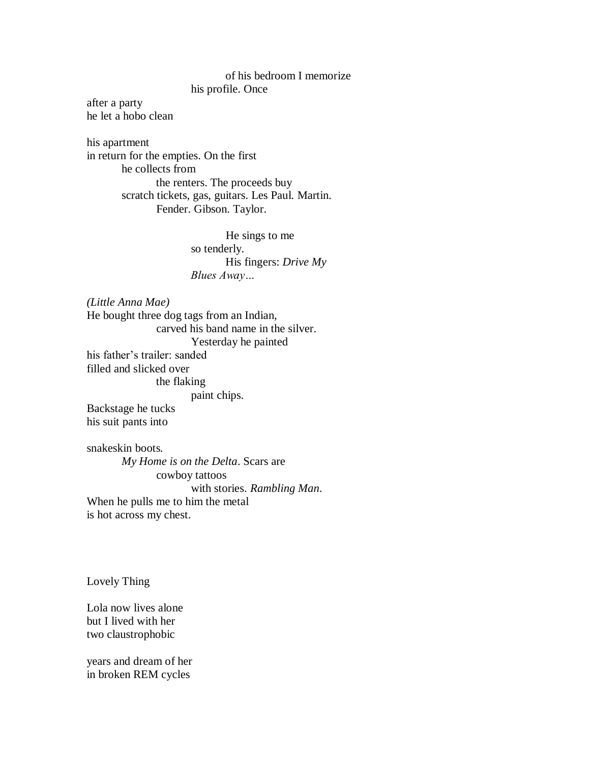of his bedroom I memorize
his profile. Once

after a party
he let a hobo clean

his apartment
in return for the empties. On the first
he collects from
the renters. The proceeds buy
scratch tickets, gas, guitars. Les Paul. Martin.
Fender. Gibson. Taylor.

He sings to me
so tenderly.
His fingers: *Drive My*
*Blues Away…*

*(Little Anna Mae)*
He bought three dog tags from an Indian,
carved his band name in the silver.
Yesterday he painted
his father's trailer: sanded
filled and slicked over
the flaking
paint chips.
Backstage he tucks
his suit pants into

snakeskin boots.
*My Home is on the Delta*. Scars are
cowboy tattoos
with stories. *Rambling Man*.
When he pulls me to him the metal
is hot across my chest.

Lovely Thing

Lola now lives alone
but I lived with her
two claustrophobic

years and dream of her
in broken REM cycles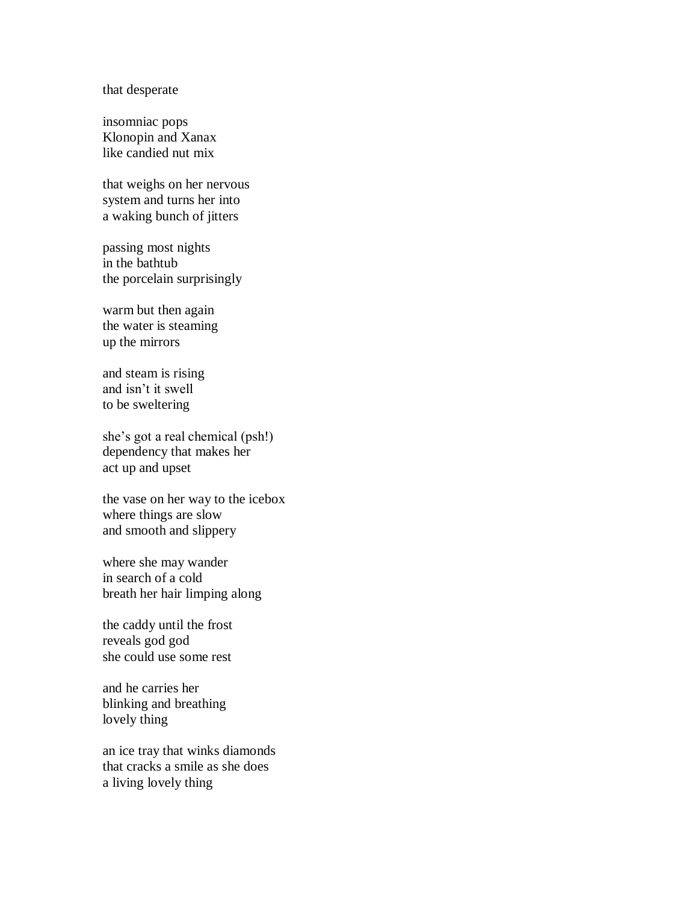that desperate

insomniac pops  
Klonopin and Xanax  
like candied nut mix

that weighs on her nervous  
system and turns her into  
a waking bunch of jitters

passing most nights  
in the bathtub  
the porcelain surprisingly

warm but then again  
the water is steaming  
up the mirrors

and steam is rising  
and isn't it swell  
to be sweltering

she's got a real chemical (psh!)  
dependency that makes her  
act up and upset

the vase on her way to the icebox  
where things are slow  
and smooth and slippery

where she may wander  
in search of a cold  
breath her hair limping along

the caddy until the frost  
reveals god god  
she could use some rest

and he carries her  
blinking and breathing  
lovely thing

an ice tray that winks diamonds  
that cracks a smile as she does  
a living lovely thing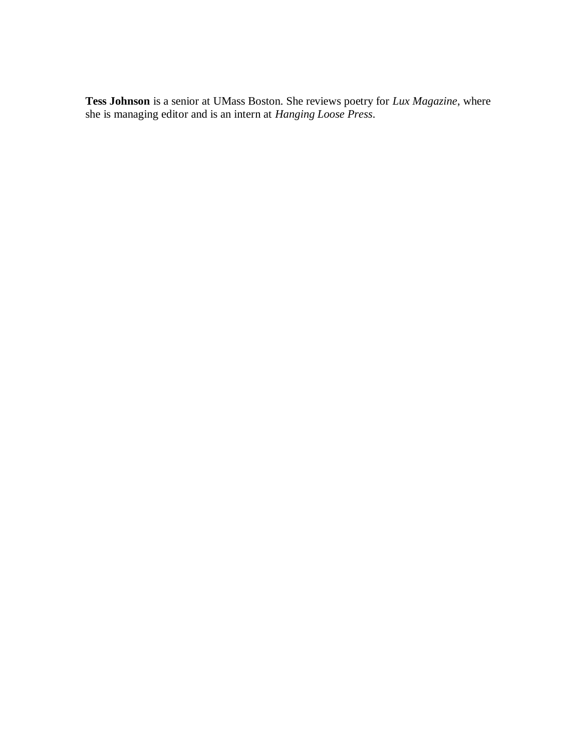**Tess Johnson** is a senior at UMass Boston. She reviews poetry for *Lux Magazine*, where she is managing editor and is an intern at *Hanging Loose Press*.